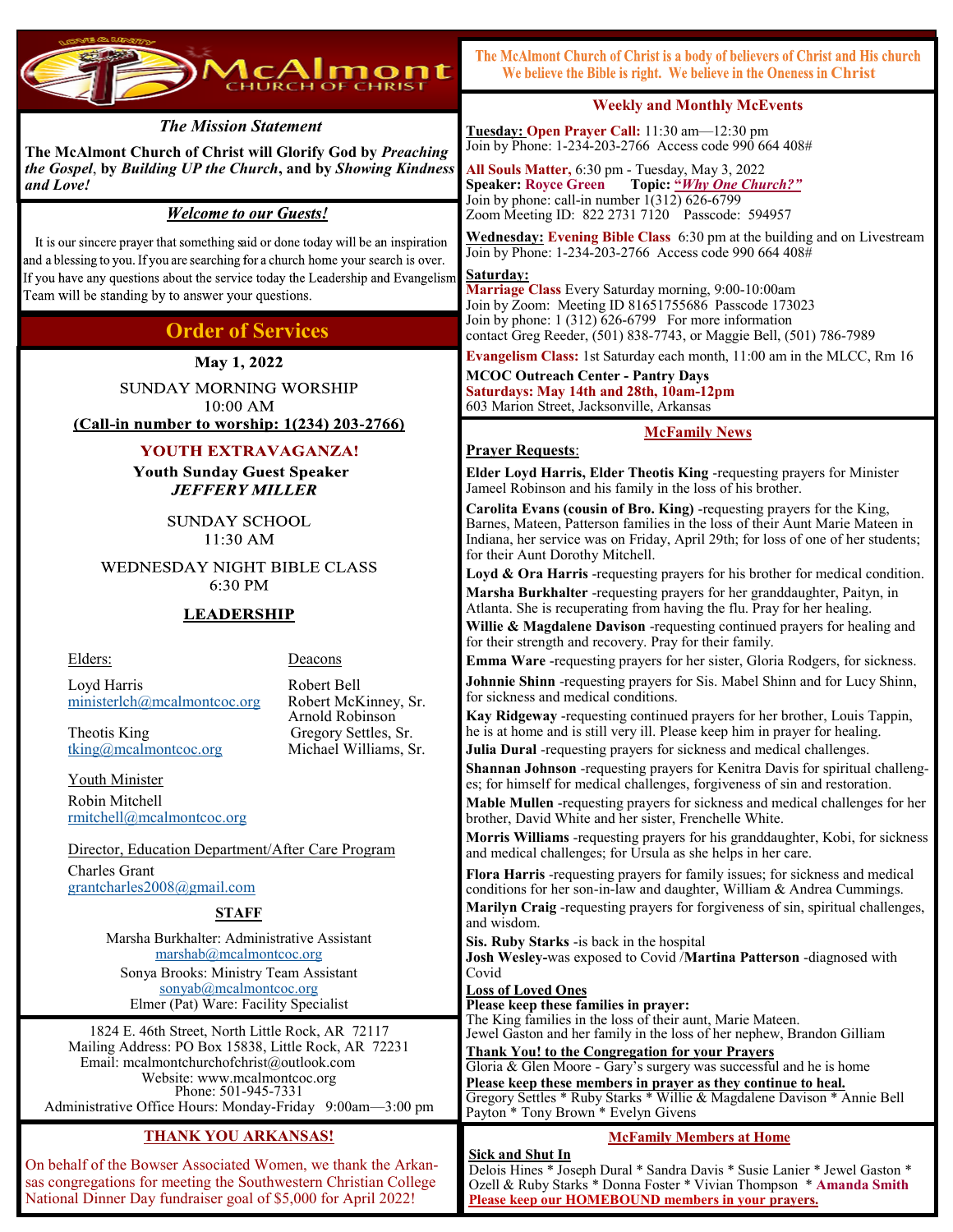# McAlmont CHURCH OF CHRIST

### *The Mission Statement*

**The McAlmont Church of Christ will Glorify God by *Preaching the Gospel*, by *Building UP the Church*, and by *Showing Kindness and Love!***

### *Welcome to our Guests!*

It is our sincere prayer that something said or done today will be an inspiration and a blessing to you. If you are searching for a church home your search is over. If you have any questions about the service today the Leadership and Evangelism Team will be standing by to answer your questions.

## Order of Services

**May 1, 2022**

SUNDAY MORNING WORSHIP
10:00 AM
**(Call-in number to worship: 1(234) 203-2766)**

**YOUTH EXTRAVAGANZA!**

**Youth Sunday Guest Speaker**
***JEFFERY MILLER***

SUNDAY SCHOOL
11:30 AM

WEDNESDAY NIGHT BIBLE CLASS
6:30 PM

### LEADERSHIP

Elders:

Loyd Harris
ministerlch@mcalmontcoc.org

Theotis King
tking@mcalmontcoc.org

Deacons

Robert Bell
Robert McKinney, Sr.
Arnold Robinson
Gregory Settles, Sr.
Michael Williams, Sr.

Youth Minister

Robin Mitchell
rmitchell@mcalmontcoc.org

Director, Education Department/After Care Program

Charles Grant
grantcharles2008@gmail.com

### STAFF

Marsha Burkhalter: Administrative Assistant
marshab@mcalmontcoc.org
Sonya Brooks: Ministry Team Assistant
sonyab@mcalmontcoc.org
Elmer (Pat) Ware: Facility Specialist

1824 E. 46th Street, North Little Rock, AR 72117
Mailing Address: PO Box 15838, Little Rock, AR 72231
Email: mcalmontchurchofchrist@outlook.com
Website: www.mcalmontcoc.org
Phone: 501-945-7331
Administrative Office Hours: Monday-Friday 9:00am—3:00 pm

### THANK YOU ARKANSAS!

On behalf of the Bowser Associated Women, we thank the Arkansas congregations for meeting the Southwestern Christian College National Dinner Day fundraiser goal of $5,000 for April 2022!

---

**The McAlmont Church of Christ is a body of believers of Christ and His church**
**We believe the Bible is right. We believe in the Oneness in Christ**

### Weekly and Monthly McEvents

**Tuesday: Open Prayer Call:** 11:30 am—12:30 pm
Join by Phone: 1-234-203-2766 Access code 990 664 408#

**All Souls Matter,** 6:30 pm - Tuesday, May 3, 2022
**Speaker: Royce Green** **Topic: *"Why One Church?"***
Join by phone: call-in number 1(312) 626-6799
Zoom Meeting ID: 822 2731 7120 Passcode: 594957

**Wednesday: Evening Bible Class** 6:30 pm at the building and on Livestream
Join by Phone: 1-234-203-2766 Access code 990 664 408#

**Saturday:**
**Marriage Class** Every Saturday morning, 9:00-10:00am
Join by Zoom: Meeting ID 81651755686 Passcode 173023
Join by phone: 1 (312) 626-6799 For more information contact Greg Reeder, (501) 838-7743, or Maggie Bell, (501) 786-7989

**Evangelism Class:** 1st Saturday each month, 11:00 am in the MLCC, Rm 16

**MCOC Outreach Center - Pantry Days**
**Saturdays: May 14th and 28th, 10am-12pm**
603 Marion Street, Jacksonville, Arkansas

### McFamily News

**Prayer Requests**:

**Elder Loyd Harris, Elder Theotis King** -requesting prayers for Minister Jameel Robinson and his family in the loss of his brother.

**Carolita Evans (cousin of Bro. King)** -requesting prayers for the King, Barnes, Mateen, Patterson families in the loss of their Aunt Marie Mateen in Indiana, her service was on Friday, April 29th; for loss of one of her students; for their Aunt Dorothy Mitchell.

**Loyd & Ora Harris** -requesting prayers for his brother for medical condition.

**Marsha Burkhalter** -requesting prayers for her granddaughter, Paityn, in Atlanta. She is recuperating from having the flu. Pray for her healing.

**Willie & Magdalene Davison** -requesting continued prayers for healing and for their strength and recovery. Pray for their family.

**Emma Ware** -requesting prayers for her sister, Gloria Rodgers, for sickness.

**Johnnie Shinn** -requesting prayers for Sis. Mabel Shinn and for Lucy Shinn, for sickness and medical conditions.

**Kay Ridgeway** -requesting continued prayers for her brother, Louis Tappin, he is at home and is still very ill. Please keep him in prayer for healing.

**Julia Dural** -requesting prayers for sickness and medical challenges.

**Shannan Johnson** -requesting prayers for Kenitra Davis for spiritual challenges; for himself for medical challenges, forgiveness of sin and restoration.

**Mable Mullen** -requesting prayers for sickness and medical challenges for her brother, David White and her sister, Frenchelle White.

**Morris Williams** -requesting prayers for his granddaughter, Kobi, for sickness and medical challenges; for Ursula as she helps in her care.

**Flora Harris** -requesting prayers for family issues; for sickness and medical conditions for her son-in-law and daughter, William & Andrea Cummings.

**Marilyn Craig** -requesting prayers for forgiveness of sin, spiritual challenges, and wisdom.

**Sis. Ruby Starks** -is back in the hospital

**Josh Wesley-**was exposed to Covid /**Martina Patterson** -diagnosed with Covid

**Loss of Loved Ones**
**Please keep these families in prayer:**
The King families in the loss of their aunt, Marie Mateen.
Jewel Gaston and her family in the loss of her nephew, Brandon Gilliam

**Thank You! to the Congregation for your Prayers**
Gloria & Glen Moore - Gary's surgery was successful and he is home

**Please keep these members in prayer as they continue to heal.**
Gregory Settles * Ruby Starks * Willie & Magdalene Davison * Annie Bell Payton * Tony Brown * Evelyn Givens

### McFamily Members at Home

**Sick and Shut In**
Delois Hines * Joseph Dural * Sandra Davis * Susie Lanier * Jewel Gaston * Ozell & Ruby Starks * Donna Foster * Vivian Thompson * **Amanda Smith**
**Please keep our HOMEBOUND members in your prayers.**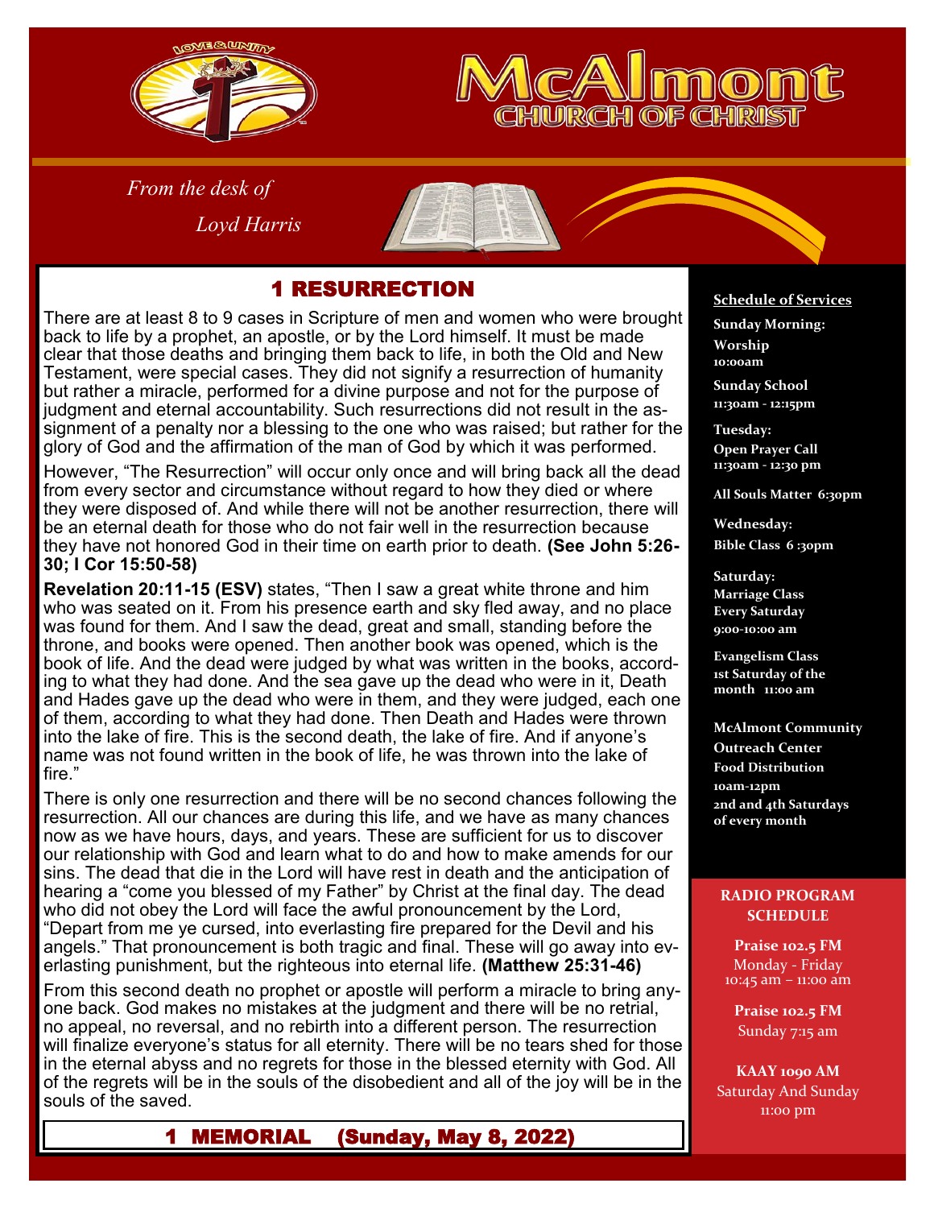# McAlmont CHURCH OF CHRIST

LOVE & UNITY

*From the desk of*

*Loyd Harris*

## 1 RESURRECTION

There are at least 8 to 9 cases in Scripture of men and women who were brought back to life by a prophet, an apostle, or by the Lord himself. It must be made clear that those deaths and bringing them back to life, in both the Old and New Testament, were special cases. They did not signify a resurrection of humanity but rather a miracle, performed for a divine purpose and not for the purpose of judgment and eternal accountability. Such resurrections did not result in the assignment of a penalty nor a blessing to the one who was raised; but rather for the glory of God and the affirmation of the man of God by which it was performed.

However, "The Resurrection" will occur only once and will bring back all the dead from every sector and circumstance without regard to how they died or where they were disposed of. And while there will not be another resurrection, there will be an eternal death for those who do not fair well in the resurrection because they have not honored God in their time on earth prior to death. **(See John 5:26-30; I Cor 15:50-58)**

**Revelation 20:11-15 (ESV)** states, "Then I saw a great white throne and him who was seated on it. From his presence earth and sky fled away, and no place was found for them. And I saw the dead, great and small, standing before the throne, and books were opened. Then another book was opened, which is the book of life. And the dead were judged by what was written in the books, according to what they had done. And the sea gave up the dead who were in it, Death and Hades gave up the dead who were in them, and they were judged, each one of them, according to what they had done. Then Death and Hades were thrown into the lake of fire. This is the second death, the lake of fire. And if anyone's name was not found written in the book of life, he was thrown into the lake of fire."

There is only one resurrection and there will be no second chances following the resurrection. All our chances are during this life, and we have as many chances now as we have hours, days, and years. These are sufficient for us to discover our relationship with God and learn what to do and how to make amends for our sins. The dead that die in the Lord will have rest in death and the anticipation of hearing a "come you blessed of my Father" by Christ at the final day. The dead who did not obey the Lord will face the awful pronouncement by the Lord, "Depart from me ye cursed, into everlasting fire prepared for the Devil and his angels." That pronouncement is both tragic and final. These will go away into everlasting punishment, but the righteous into eternal life. **(Matthew 25:31-46)**

From this second death no prophet or apostle will perform a miracle to bring anyone back. God makes no mistakes at the judgment and there will be no retrial, no appeal, no reversal, and no rebirth into a different person. The resurrection will finalize everyone's status for all eternity. There will be no tears shed for those in the eternal abyss and no regrets for those in the blessed eternity with God. All of the regrets will be in the souls of the disobedient and all of the joy will be in the souls of the saved.

## 1 MEMORIAL (Sunday, May 8, 2022)

### Schedule of Services

**Sunday Morning:**
**Worship**
10:00am

**Sunday School**
11:30am - 12:15pm

**Tuesday:**
**Open Prayer Call**
11:30am - 12:30 pm

**All Souls Matter 6:30pm**

**Wednesday:**
**Bible Class 6 :30pm**

**Saturday:**
**Marriage Class**
**Every Saturday**
9:00-10:00 am

**Evangelism Class**
1st Saturday of the month 11:00 am

**McAlmont Community Outreach Center Food Distribution**
10am-12pm
2nd and 4th Saturdays of every month

### RADIO PROGRAM SCHEDULE

**Praise 102.5 FM**
Monday - Friday
10:45 am – 11:00 am

**Praise 102.5 FM**
Sunday 7:15 am

**KAAY 1090 AM**
Saturday And Sunday
11:00 pm